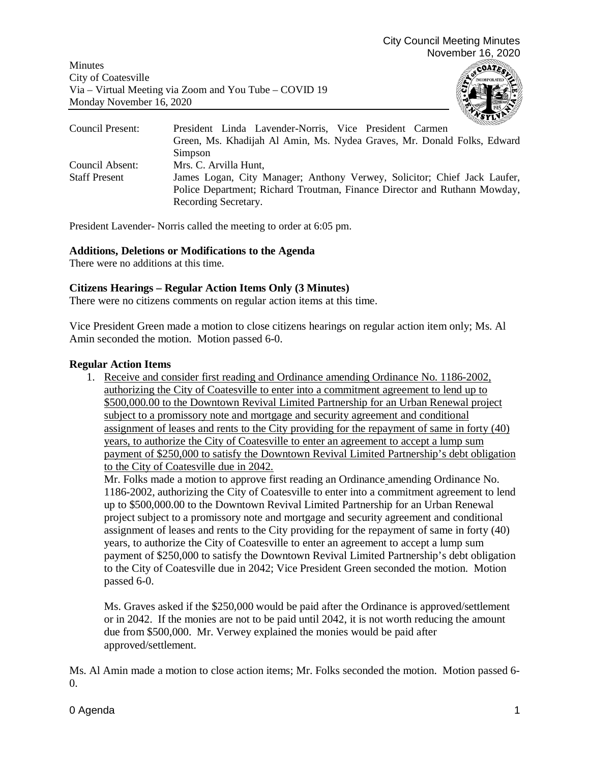Minutes
City of Coatesville
Via – Virtual Meeting via Zoom and You Tube – COVID 19
Monday November 16, 2020

| | |
|---|---|
| Council Present: | President Linda Lavender-Norris, Vice President Carmen Green, Ms. Khadijah Al Amin, Ms. Nydea Graves, Mr. Donald Folks, Edward Simpson |
| Council Absent: | Mrs. C. Arvilla Hunt, |
| Staff Present | James Logan, City Manager; Anthony Verwey, Solicitor; Chief Jack Laufer, Police Department; Richard Troutman, Finance Director and Ruthann Mowday, Recording Secretary. |

President Lavender- Norris called the meeting to order at 6:05 pm.

**Additions, Deletions or Modifications to the Agenda**

There were no additions at this time.

**Citizens Hearings – Regular Action Items Only (3 Minutes)**

There were no citizens comments on regular action items at this time.

Vice President Green made a motion to close citizens hearings on regular action item only; Ms. Al Amin seconded the motion. Motion passed 6-0.

**Regular Action Items**

1. Receive and consider first reading and Ordinance amending Ordinance No. 1186-2002, authorizing the City of Coatesville to enter into a commitment agreement to lend up to $500,000.00 to the Downtown Revival Limited Partnership for an Urban Renewal project subject to a promissory note and mortgage and security agreement and conditional assignment of leases and rents to the City providing for the repayment of same in forty (40) years, to authorize the City of Coatesville to enter an agreement to accept a lump sum payment of $250,000 to satisfy the Downtown Revival Limited Partnership's debt obligation to the City of Coatesville due in 2042.

   Mr. Folks made a motion to approve first reading an Ordinance amending Ordinance No. 1186-2002, authorizing the City of Coatesville to enter into a commitment agreement to lend up to $500,000.00 to the Downtown Revival Limited Partnership for an Urban Renewal project subject to a promissory note and mortgage and security agreement and conditional assignment of leases and rents to the City providing for the repayment of same in forty (40) years, to authorize the City of Coatesville to enter an agreement to accept a lump sum payment of $250,000 to satisfy the Downtown Revival Limited Partnership's debt obligation to the City of Coatesville due in 2042; Vice President Green seconded the motion. Motion passed 6-0.

   Ms. Graves asked if the $250,000 would be paid after the Ordinance is approved/settlement or in 2042. If the monies are not to be paid until 2042, it is not worth reducing the amount due from $500,000. Mr. Verwey explained the monies would be paid after approved/settlement.

Ms. Al Amin made a motion to close action items; Mr. Folks seconded the motion. Motion passed 6-0.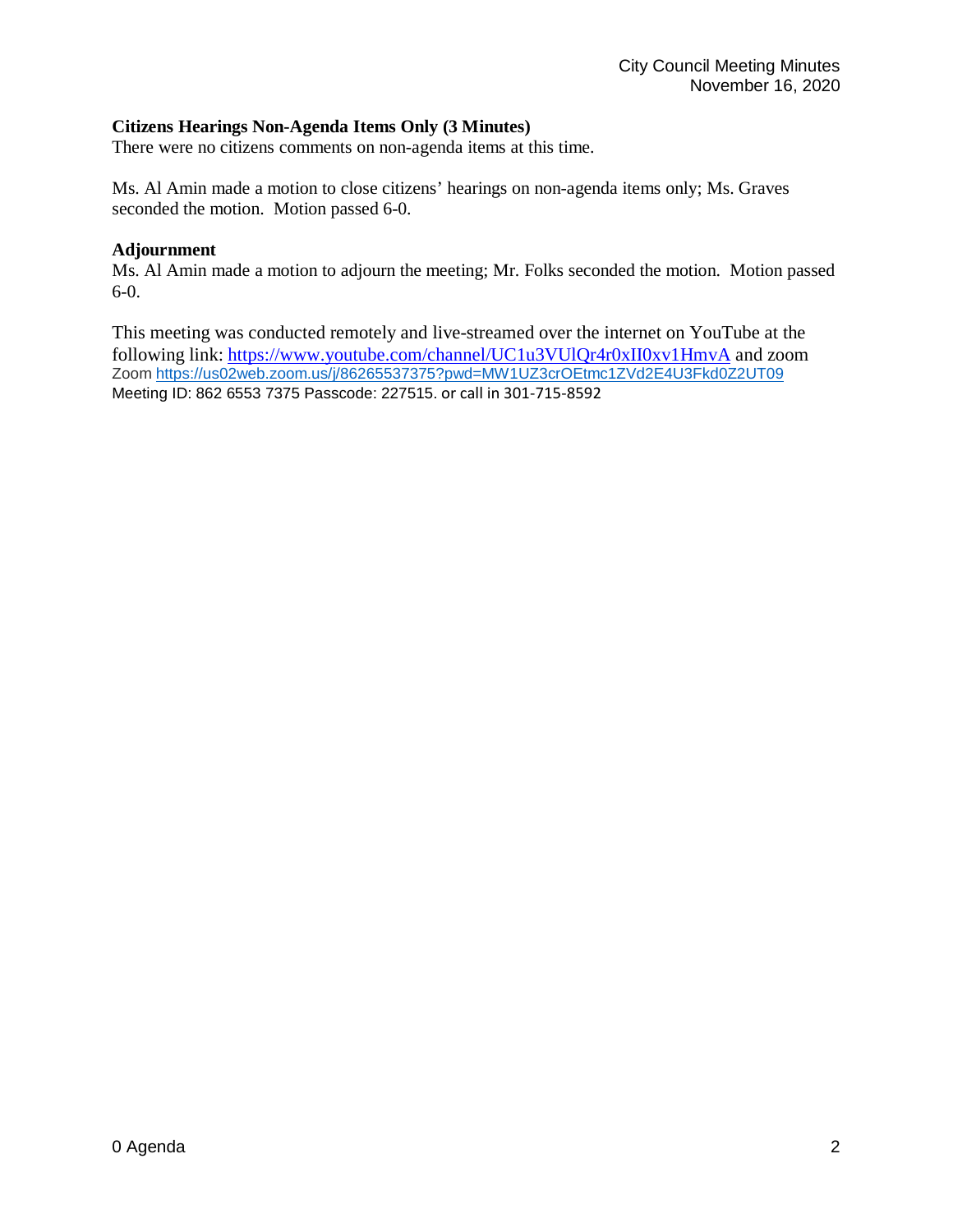**Citizens Hearings Non-Agenda Items Only (3 Minutes)**
There were no citizens comments on non-agenda items at this time.

Ms. Al Amin made a motion to close citizens' hearings on non-agenda items only; Ms. Graves seconded the motion. Motion passed 6-0.

**Adjournment**
Ms. Al Amin made a motion to adjourn the meeting; Mr. Folks seconded the motion. Motion passed 6-0.

This meeting was conducted remotely and live-streamed over the internet on YouTube at the following link: https://www.youtube.com/channel/UC1u3VUlQr4r0xII0xv1HmvA and zoom
Zoom https://us02web.zoom.us/j/86265537375?pwd=MW1UZ3crOEtmc1ZVd2E4U3Fkd0Z2UT09
Meeting ID: 862 6553 7375 Passcode: 227515. or call in 301-715-8592